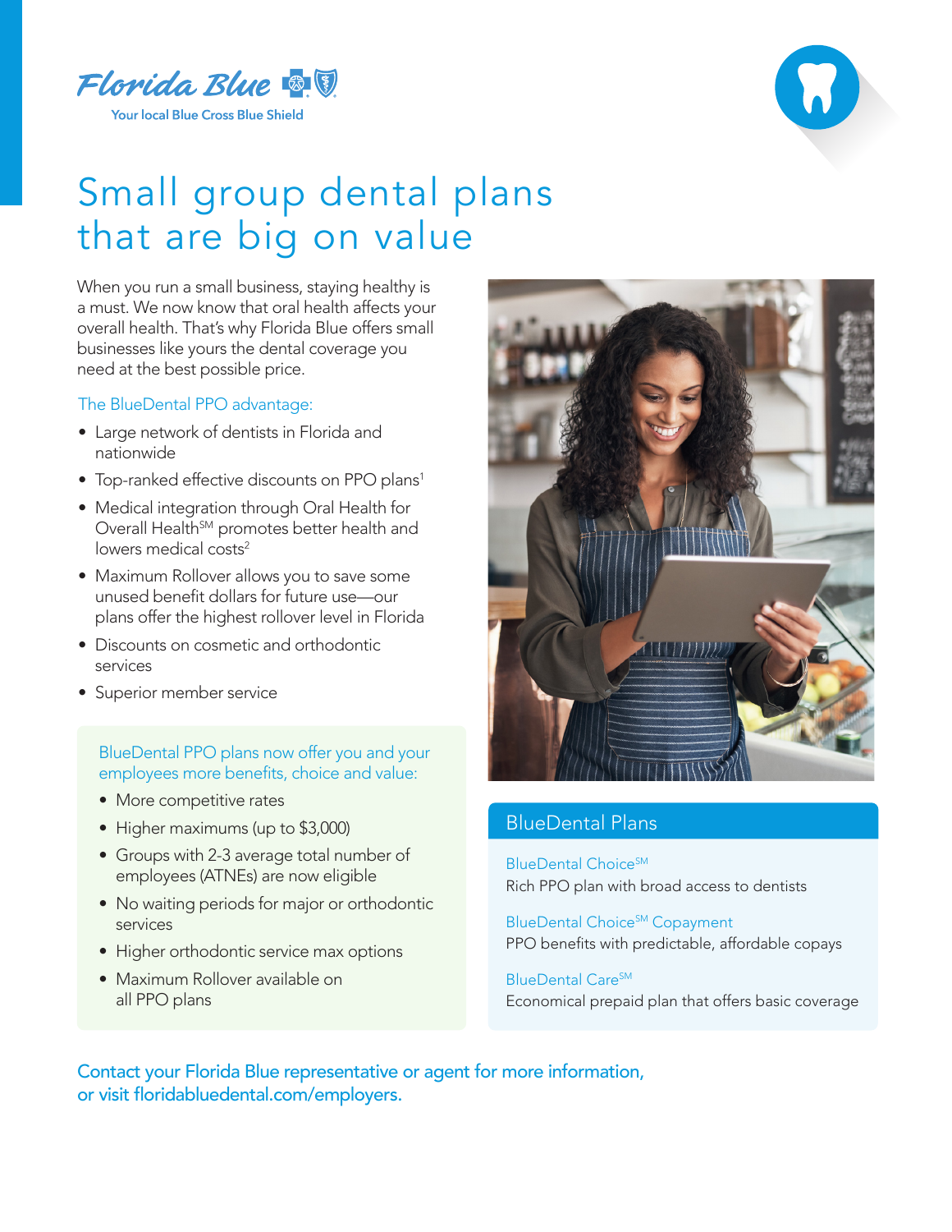Florida Blue

Your local Blue Cross Blue Shield

# Small group dental plans that are big on value

When you run a small business, staying healthy is a must. We now know that oral health affects your overall health. That's why Florida Blue offers small businesses like yours the dental coverage you need at the best possible price.

## The BlueDental PPO advantage:

- Large network of dentists in Florida and nationwide
- Top-ranked effective discounts on PPO plans[1]
- Medical integration through Oral Health for Overall Health℠ promotes better health and lowers medical costs[2]
- Maximum Rollover allows you to save some unused benefit dollars for future use—our plans offer the highest rollover level in Florida
- Discounts on cosmetic and orthodontic services
- Superior member service

## BlueDental PPO plans now offer you and your employees more benefits, choice and value:

- More competitive rates
- Higher maximums (up to $3,000)
- Groups with 2-3 average total number of employees (ATNEs) are now eligible
- No waiting periods for major or orthodontic services
- Higher orthodontic service max options
- Maximum Rollover available on all PPO plans

## BlueDental Plans

**BlueDental Choice℠**
Rich PPO plan with broad access to dentists

**BlueDental Choice℠ Copayment**
PPO benefits with predictable, affordable copays

**BlueDental Care℠**
Economical prepaid plan that offers basic coverage

Contact your Florida Blue representative or agent for more information, or visit floridabluedental.com/employers.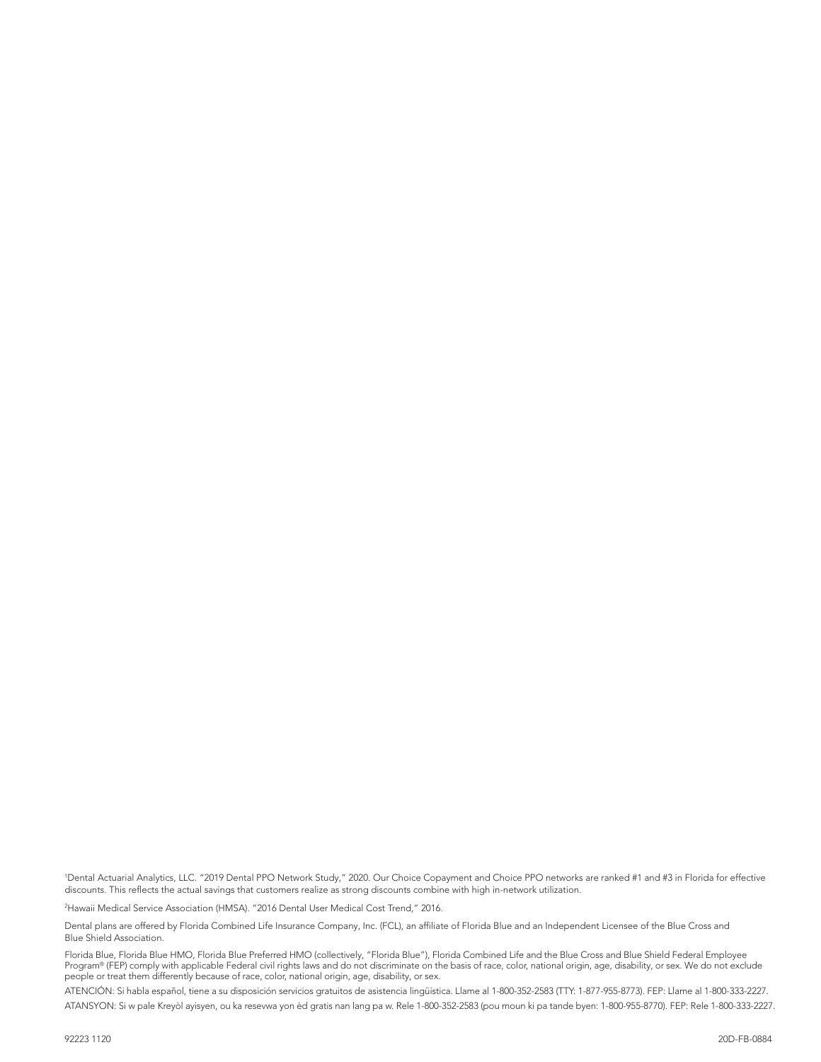[1]Dental Actuarial Analytics, LLC. "2019 Dental PPO Network Study," 2020. Our Choice Copayment and Choice PPO networks are ranked #1 and #3 in Florida for effective discounts. This reflects the actual savings that customers realize as strong discounts combine with high in-network utilization.

[2]Hawaii Medical Service Association (HMSA). "2016 Dental User Medical Cost Trend," 2016.

Dental plans are offered by Florida Combined Life Insurance Company, Inc. (FCL), an affiliate of Florida Blue and an Independent Licensee of the Blue Cross and Blue Shield Association.

Florida Blue, Florida Blue HMO, Florida Blue Preferred HMO (collectively, "Florida Blue"), Florida Combined Life and the Blue Cross and Blue Shield Federal Employee Program® (FEP) comply with applicable Federal civil rights laws and do not discriminate on the basis of race, color, national origin, age, disability, or sex. We do not exclude people or treat them differently because of race, color, national origin, age, disability, or sex.

ATENCIÓN: Si habla español, tiene a su disposición servicios gratuitos de asistencia lingüística. Llame al 1-800-352-2583 (TTY: 1-877-955-8773). FEP: Llame al 1-800-333-2227.

ATANSYON: Si w pale Kreyòl ayisyen, ou ka resevwa yon èd gratis nan lang pa w. Rele 1-800-352-2583 (pou moun ki pa tande byen: 1-800-955-8770). FEP: Rele 1-800-333-2227.

92223 1120

20D-FB-0884